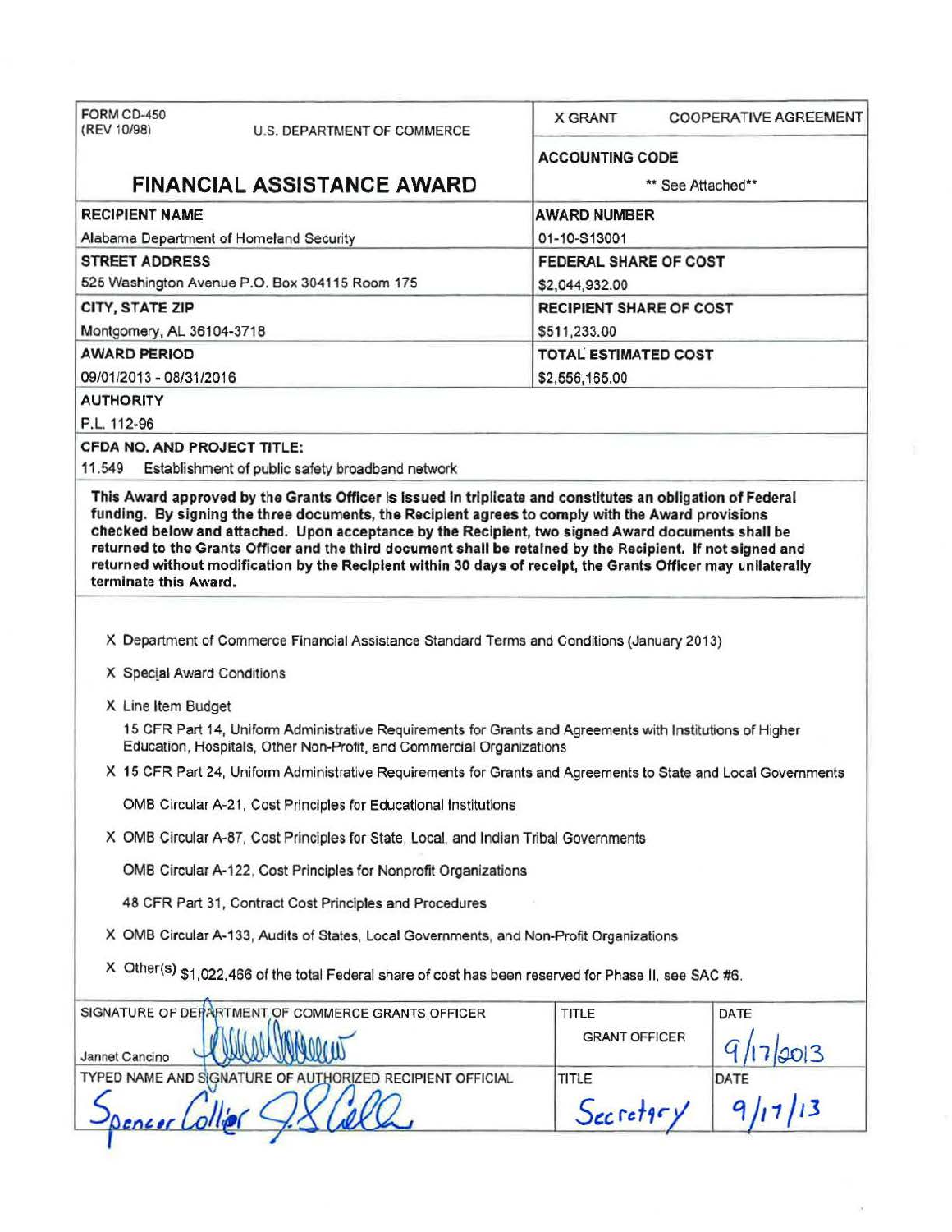FORM CD-450
(REV 10/98)

U.S. DEPARTMENT OF COMMERCE

# FINANCIAL ASSISTANCE AWARD

| | |
|---|---|
| X GRANT | COOPERATIVE AGREEMENT |
| **ACCOUNTING CODE** | ** See Attached** |
| **RECIPIENT NAME** | **AWARD NUMBER** |
| Alabama Department of Homeland Security | 01-10-S13001 |
| **STREET ADDRESS** | **FEDERAL SHARE OF COST** |
| 525 Washington Avenue P.O. Box 304115 Room 175 | $2,044,932.00 |
| **CITY, STATE ZIP** | **RECIPIENT SHARE OF COST** |
| Montgomery, AL 36104-3718 | $511,233.00 |
| **AWARD PERIOD** | **TOTAL ESTIMATED COST** |
| 09/01/2013 - 08/31/2016 | $2,556,165.00 |

**AUTHORITY**

P.L. 112-96

**CFDA NO. AND PROJECT TITLE:**

11.549 Establishment of public safety broadband network

**This Award approved by the Grants Officer is issued in triplicate and constitutes an obligation of Federal funding. By signing the three documents, the Recipient agrees to comply with the Award provisions checked below and attached. Upon acceptance by the Recipient, two signed Award documents shall be returned to the Grants Officer and the third document shall be retained by the Recipient. If not signed and returned without modification by the Recipient within 30 days of receipt, the Grants Officer may unilaterally terminate this Award.**

X Department of Commerce Financial Assistance Standard Terms and Conditions (January 2013)

X Special Award Conditions

X Line Item Budget

15 CFR Part 14, Uniform Administrative Requirements for Grants and Agreements with Institutions of Higher Education, Hospitals, Other Non-Profit, and Commercial Organizations

X 15 CFR Part 24, Uniform Administrative Requirements for Grants and Agreements to State and Local Governments

OMB Circular A-21, Cost Principles for Educational Institutions

X OMB Circular A-87, Cost Principles for State, Local, and Indian Tribal Governments

OMB Circular A-122, Cost Principles for Nonprofit Organizations

48 CFR Part 31, Contract Cost Principles and Procedures

X OMB Circular A-133, Audits of States, Local Governments, and Non-Profit Organizations

X Other(s) $1,022,466 of the total Federal share of cost has been reserved for Phase II, see SAC #6.

| SIGNATURE OF DEPARTMENT OF COMMERCE GRANTS OFFICER | TITLE | DATE |
|---|---|---|
| Jannet Cancino | GRANT OFFICER | 9/17/2013 |
| **TYPED NAME AND SIGNATURE OF AUTHORIZED RECIPIENT OFFICIAL** | **TITLE** | **DATE** |
| Spencer Collier | Secretary | 9/17/13 |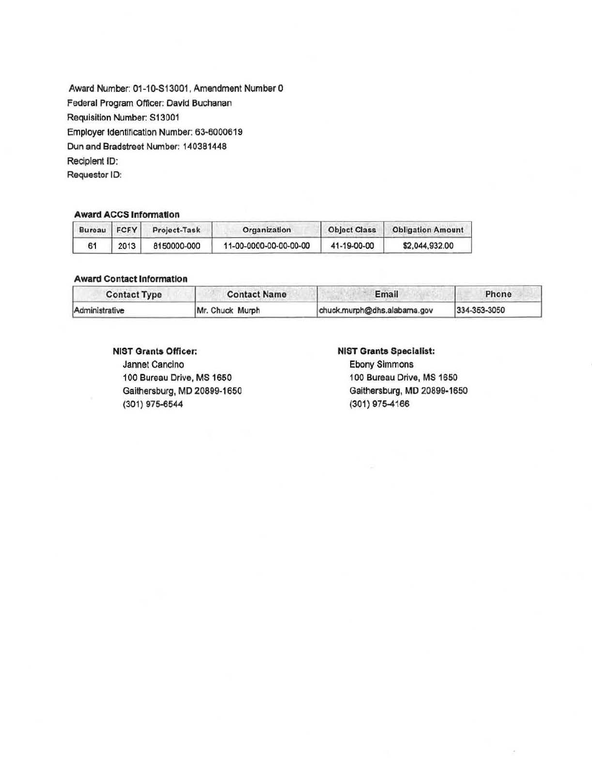Award Number: 01-10-S13001, Amendment Number 0
Federal Program Officer: David Buchanan
Requisition Number: S13001
Employer Identification Number: 63-6000619
Dun and Bradstreet Number: 140381448
Recipient ID:
Requestor ID:

**Award ACCS Information**

| Bureau | FCFY | Project-Task | Organization | Object Class | Obligation Amount |
|---|---|---|---|---|---|
| 61 | 2013 | 8150000-000 | 11-00-0000-00-00-00-00 | 41-19-00-00 | $2,044,932.00 |

**Award Contact Information**

| Contact Type | Contact Name | Email | Phone |
|---|---|---|---|
| Administrative | Mr. Chuck Murph | chuck.murph@dhs.alabama.gov | 334-353-3050 |

**NIST Grants Officer:**
Jannet Cancino
100 Bureau Drive, MS 1650
Gaithersburg, MD 20899-1650
(301) 975-6544

**NIST Grants Specialist:**
Ebony Simmons
100 Bureau Drive, MS 1650
Gaithersburg, MD 20899-1650
(301) 975-4166